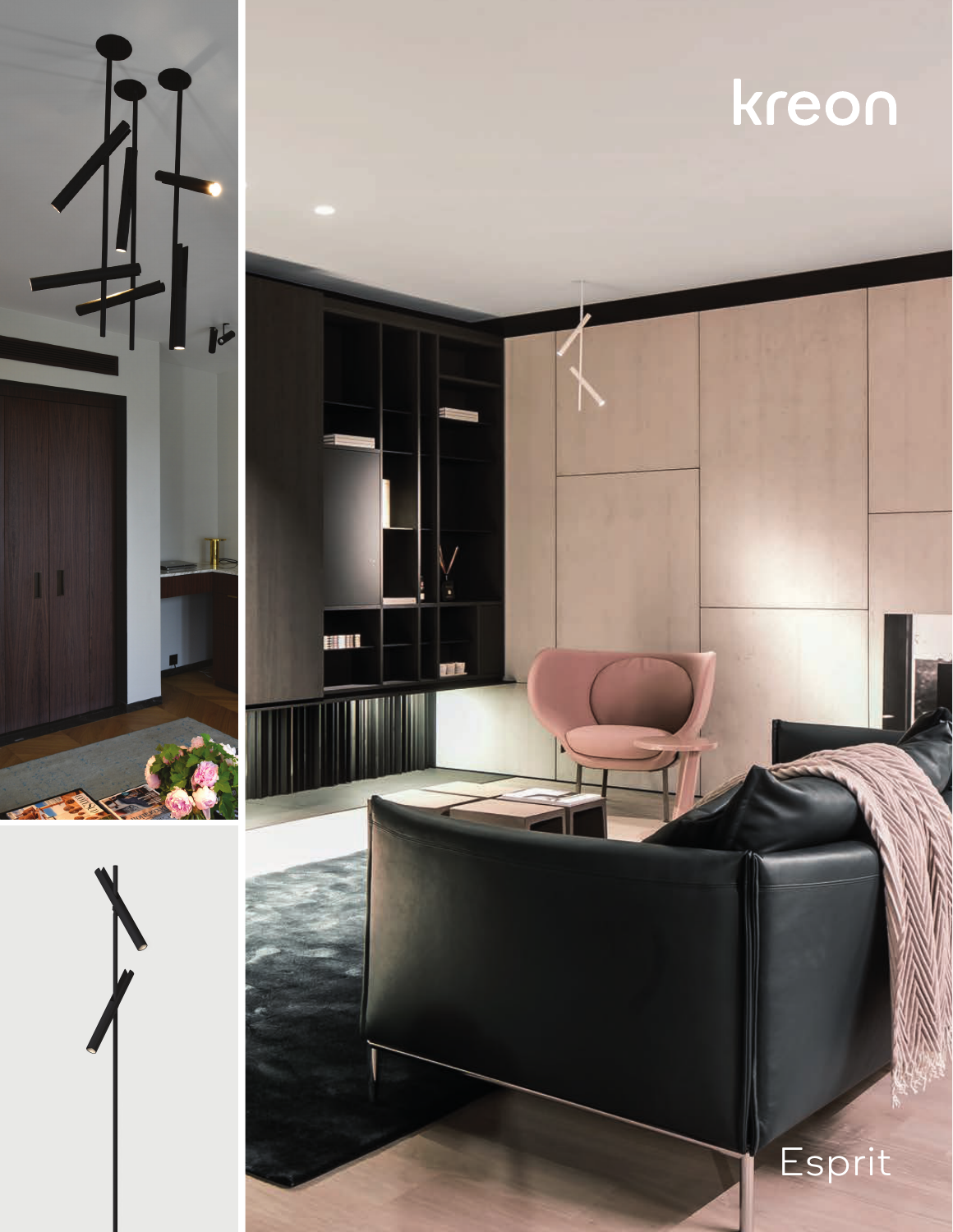kreon

Esprit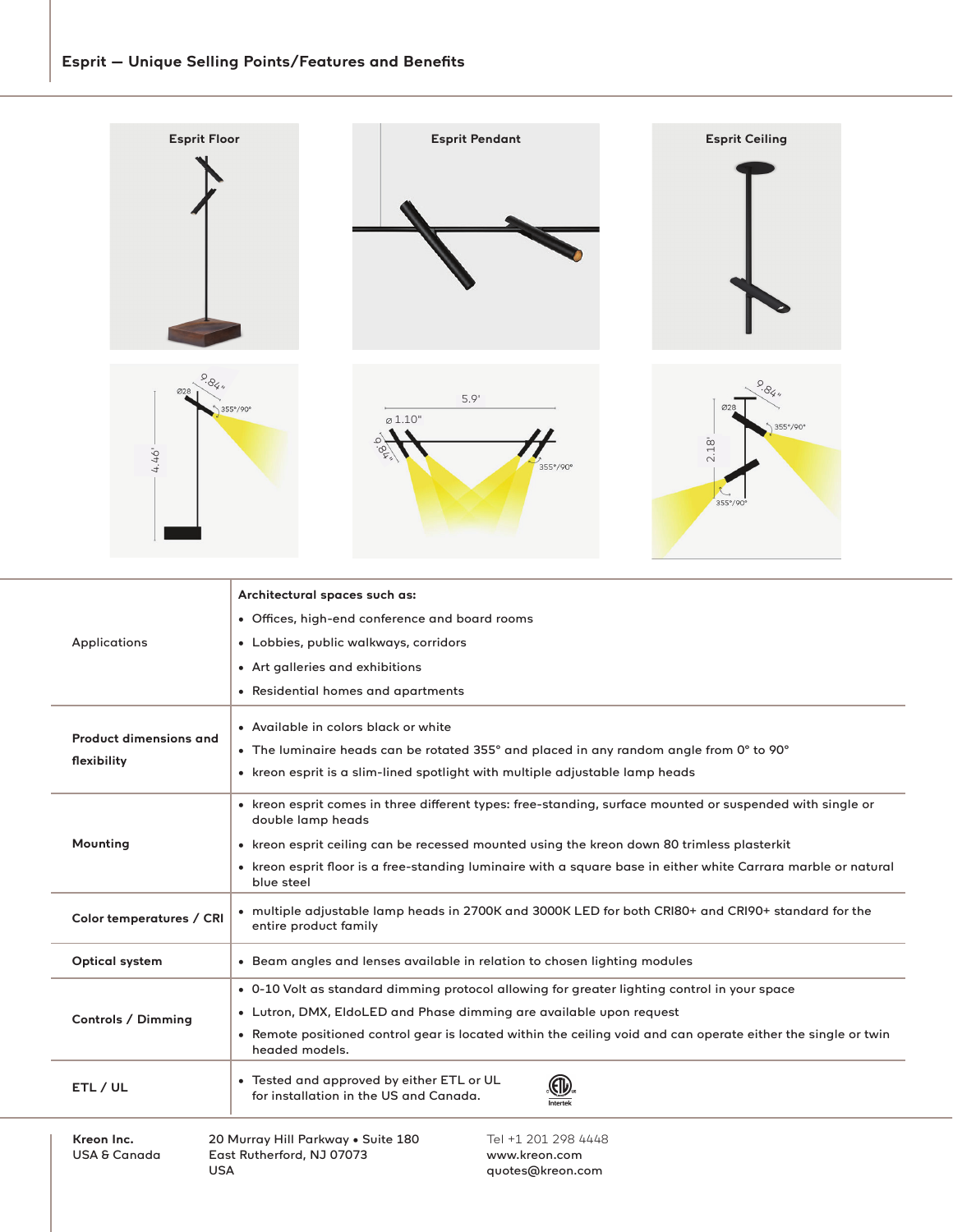## Esprit — Unique Selling Points/Features and Benefits

Esprit Floor

Esprit Pendant

Esprit Ceiling

9.84"
Ø28
355°/90°
4.46'

5.9'
⌀ 1.10"
9.84"
355°/90°

9.84"
Ø28
355°/90°
2.18'
355°/90°

| | |
|---|---|
| Applications | **Architectural spaces such as:**<br>• Offices, high-end conference and board rooms<br>• Lobbies, public walkways, corridors<br>• Art galleries and exhibitions<br>• Residential homes and apartments |
| **Product dimensions and flexibility** | • Available in colors black or white<br>• The luminaire heads can be rotated 355° and placed in any random angle from 0° to 90°<br>• kreon esprit is a slim-lined spotlight with multiple adjustable lamp heads |
| **Mounting** | • kreon esprit comes in three different types: free-standing, surface mounted or suspended with single or double lamp heads<br>• kreon esprit ceiling can be recessed mounted using the kreon down 80 trimless plasterkit<br>• kreon esprit floor is a free-standing luminaire with a square base in either white Carrara marble or natural blue steel |
| **Color temperatures / CRI** | • multiple adjustable lamp heads in 2700K and 3000K LED for both CRI80+ and CRI90+ standard for the entire product family |
| **Optical system** | • Beam angles and lenses available in relation to chosen lighting modules |
| **Controls / Dimming** | • 0-10 Volt as standard dimming protocol allowing for greater lighting control in your space<br>• Lutron, DMX, EldoLED and Phase dimming are available upon request<br>• Remote positioned control gear is located within the ceiling void and can operate either the single or twin headed models. |
| **ETL / UL** | • Tested and approved by either ETL or UL for installation in the US and Canada. |

**Kreon Inc.**
USA & Canada

20 Murray Hill Parkway • Suite 180
East Rutherford, NJ 07073
USA

Tel +1 201 298 4448
www.kreon.com
quotes@kreon.com